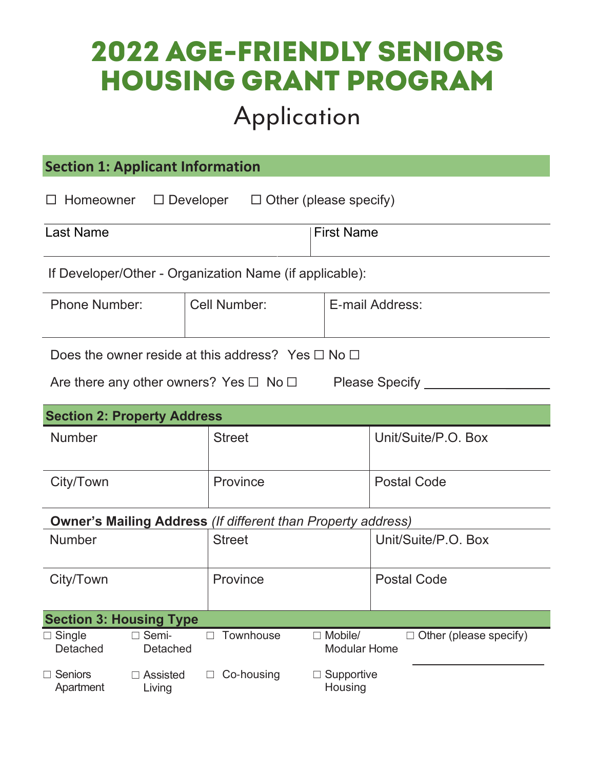# 2022 AGE-FRIENDLY SENIORS HOUSING GRANT PROGRAM

## Application

### Section 1: Applicant Information

☐ Homeowner ☐ Developer ☐ Other (please specify)

| Last Name | First Name |
|---|---|
| | |

If Developer/Other - Organization Name (if applicable):

| Phone Number: | Cell Number: | E-mail Address: |
|---|---|---|
| | | |

Does the owner reside at this address? Yes ☐ No ☐

Are there any other owners? Yes ☐ No ☐ Please Specify ________________

### Section 2: Property Address

| Number | Street | Unit/Suite/P.O. Box |
|---|---|---|
| City/Town | Province | Postal Code |

**Owner's Mailing Address** *(If different than Property address)*

| Number | Street | Unit/Suite/P.O. Box |
|---|---|---|
| City/Town | Province | Postal Code |

### Section 3: Housing Type

| | | | | |
|---|---|---|---|---|
| ☐ Single Detached | ☐ Semi-Detached | ☐ Townhouse | ☐ Mobile/ Modular Home | ☐ Other (please specify) ________________ |
| ☐ Seniors Apartment | ☐ Assisted Living | ☐ Co-housing | ☐ Supportive Housing | |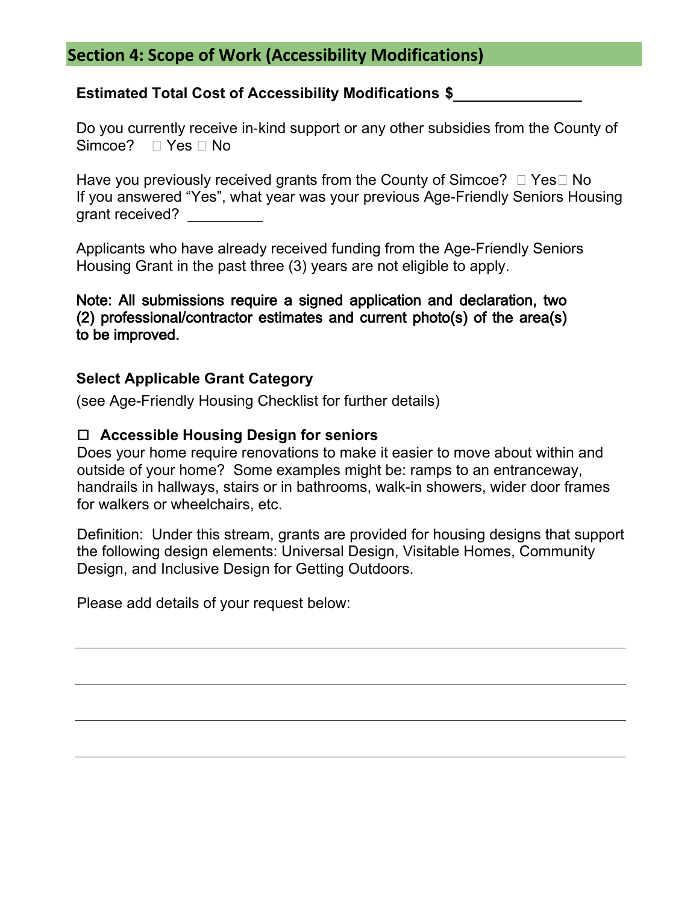## Section 4: Scope of Work (Accessibility Modifications)

**Estimated Total Cost of Accessibility Modifications $**\_\_\_\_\_\_\_\_\_\_\_\_\_\_\_

Do you currently receive in-kind support or any other subsidies from the County of Simcoe? ☐ Yes ☐ No

Have you previously received grants from the County of Simcoe? ☐ Yes ☐ No
If you answered "Yes", what year was your previous Age-Friendly Seniors Housing grant received? \_\_\_\_\_\_\_\_\_

Applicants who have already received funding from the Age-Friendly Seniors Housing Grant in the past three (3) years are not eligible to apply.

**Note: All submissions require a signed application and declaration, two (2) professional/contractor estimates and current photo(s) of the area(s) to be improved.**

### Select Applicable Grant Category

(see Age-Friendly Housing Checklist for further details)

☐ **Accessible Housing Design for seniors**

Does your home require renovations to make it easier to move about within and outside of your home? Some examples might be: ramps to an entranceway, handrails in hallways, stairs or in bathrooms, walk-in showers, wider door frames for walkers or wheelchairs, etc.

Definition: Under this stream, grants are provided for housing designs that support the following design elements: Universal Design, Visitable Homes, Community Design, and Inclusive Design for Getting Outdoors.

Please add details of your request below:

\_\_\_\_\_\_\_\_\_\_\_\_\_\_\_\_\_\_\_\_\_\_\_\_\_\_\_\_\_\_\_\_\_\_\_\_\_\_\_\_\_\_\_\_\_\_\_\_\_\_\_\_\_\_\_\_\_\_\_\_

\_\_\_\_\_\_\_\_\_\_\_\_\_\_\_\_\_\_\_\_\_\_\_\_\_\_\_\_\_\_\_\_\_\_\_\_\_\_\_\_\_\_\_\_\_\_\_\_\_\_\_\_\_\_\_\_\_\_\_\_

\_\_\_\_\_\_\_\_\_\_\_\_\_\_\_\_\_\_\_\_\_\_\_\_\_\_\_\_\_\_\_\_\_\_\_\_\_\_\_\_\_\_\_\_\_\_\_\_\_\_\_\_\_\_\_\_\_\_\_\_

\_\_\_\_\_\_\_\_\_\_\_\_\_\_\_\_\_\_\_\_\_\_\_\_\_\_\_\_\_\_\_\_\_\_\_\_\_\_\_\_\_\_\_\_\_\_\_\_\_\_\_\_\_\_\_\_\_\_\_\_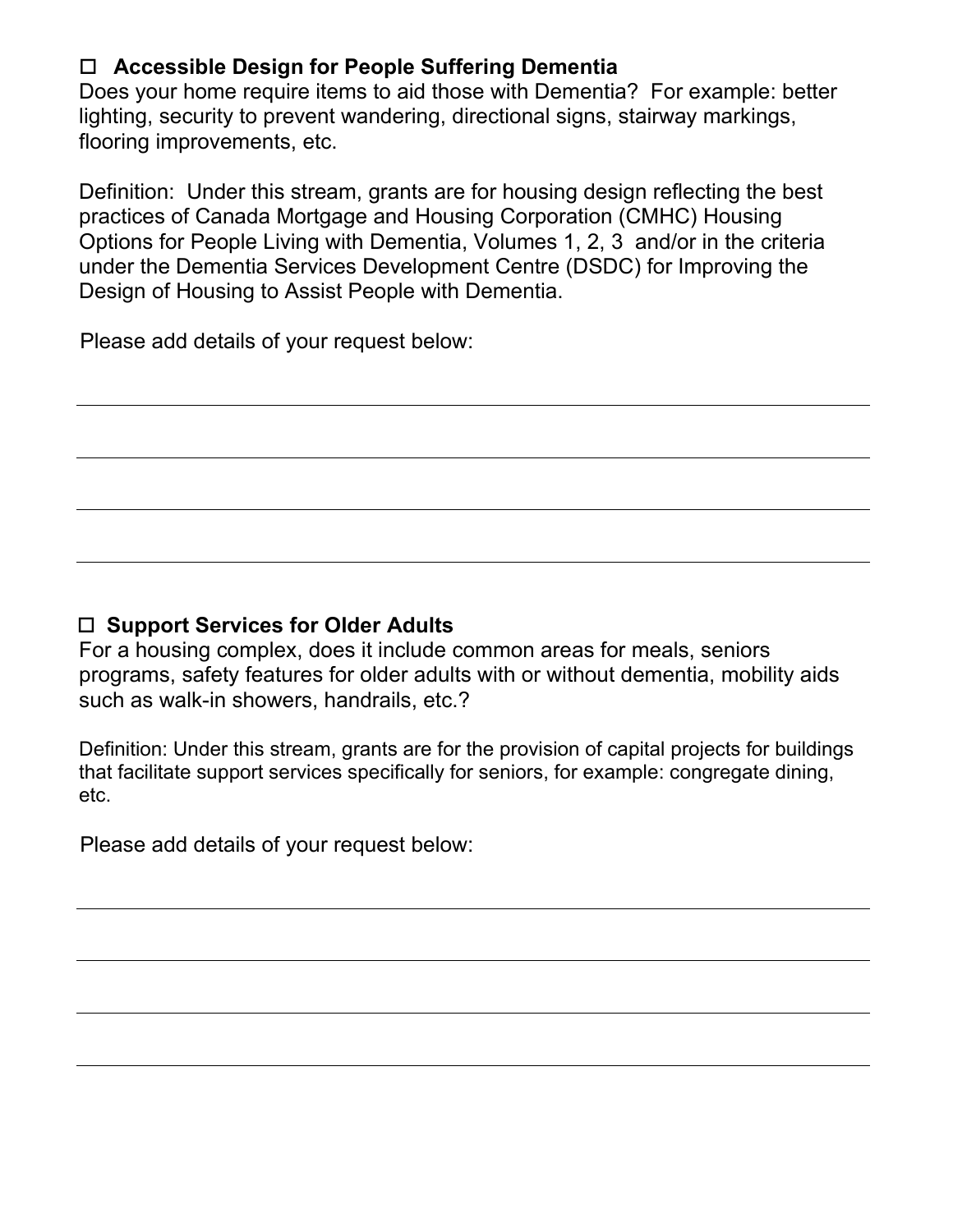☐ **Accessible Design for People Suffering Dementia**

Does your home require items to aid those with Dementia? For example: better lighting, security to prevent wandering, directional signs, stairway markings, flooring improvements, etc.

Definition: Under this stream, grants are for housing design reflecting the best practices of Canada Mortgage and Housing Corporation (CMHC) Housing Options for People Living with Dementia, Volumes 1, 2, 3 and/or in the criteria under the Dementia Services Development Centre (DSDC) for Improving the Design of Housing to Assist People with Dementia.

Please add details of your request below:

_______________________________________________

_______________________________________________

_______________________________________________

_______________________________________________

☐ **Support Services for Older Adults**

For a housing complex, does it include common areas for meals, seniors programs, safety features for older adults with or without dementia, mobility aids such as walk-in showers, handrails, etc.?

Definition: Under this stream, grants are for the provision of capital projects for buildings that facilitate support services specifically for seniors, for example: congregate dining, etc.

Please add details of your request below:

_______________________________________________

_______________________________________________

_______________________________________________

_______________________________________________